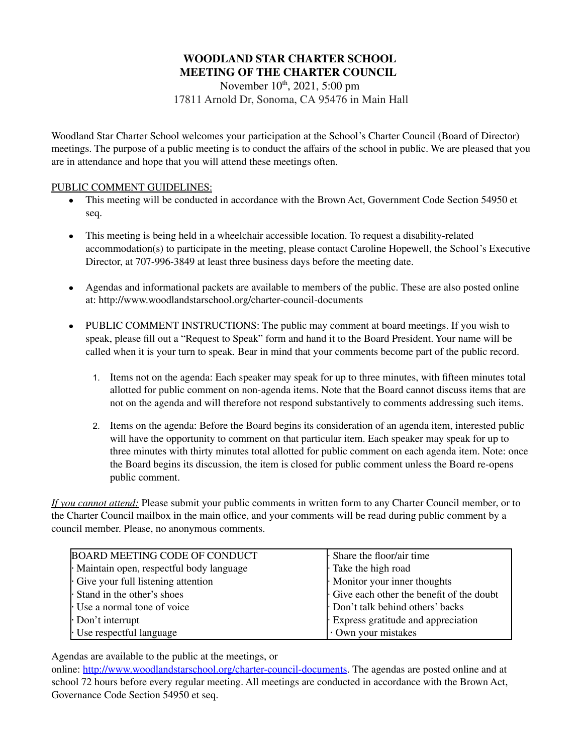# WOODLAND STAR CHARTER SCHOOL
# MEETING OF THE CHARTER COUNCIL

November 10th, 2021, 5:00 pm
17811 Arnold Dr, Sonoma, CA 95476 in Main Hall

Woodland Star Charter School welcomes your participation at the School's Charter Council (Board of Director) meetings. The purpose of a public meeting is to conduct the affairs of the school in public. We are pleased that you are in attendance and hope that you will attend these meetings often.

PUBLIC COMMENT GUIDELINES:

- This meeting will be conducted in accordance with the Brown Act, Government Code Section 54950 et seq.
- This meeting is being held in a wheelchair accessible location. To request a disability-related accommodation(s) to participate in the meeting, please contact Caroline Hopewell, the School's Executive Director, at 707-996-3849 at least three business days before the meeting date.
- Agendas and informational packets are available to members of the public. These are also posted online at: http://www.woodlandstarschool.org/charter-council-documents
- PUBLIC COMMENT INSTRUCTIONS: The public may comment at board meetings. If you wish to speak, please fill out a "Request to Speak" form and hand it to the Board President. Your name will be called when it is your turn to speak. Bear in mind that your comments become part of the public record.
    1. Items not on the agenda: Each speaker may speak for up to three minutes, with fifteen minutes total allotted for public comment on non-agenda items. Note that the Board cannot discuss items that are not on the agenda and will therefore not respond substantively to comments addressing such items.
    2. Items on the agenda: Before the Board begins its consideration of an agenda item, interested public will have the opportunity to comment on that particular item. Each speaker may speak for up to three minutes with thirty minutes total allotted for public comment on each agenda item. Note: once the Board begins its discussion, the item is closed for public comment unless the Board re-opens public comment.

*If you cannot attend:* Please submit your public comments in written form to any Charter Council member, or to the Charter Council mailbox in the main office, and your comments will be read during public comment by a council member. Please, no anonymous comments.

| BOARD MEETING CODE OF CONDUCT | · Share the floor/air time |
|---|---|
| · Maintain open, respectful body language | · Take the high road |
| · Give your full listening attention | · Monitor your inner thoughts |
| · Stand in the other's shoes | · Give each other the benefit of the doubt |
| · Use a normal tone of voice | · Don't talk behind others' backs |
| · Don't interrupt | · Express gratitude and appreciation |
| · Use respectful language | · Own your mistakes |

Agendas are available to the public at the meetings, or online: http://www.woodlandstarschool.org/charter-council-documents. The agendas are posted online and at school 72 hours before every regular meeting. All meetings are conducted in accordance with the Brown Act, Governance Code Section 54950 et seq.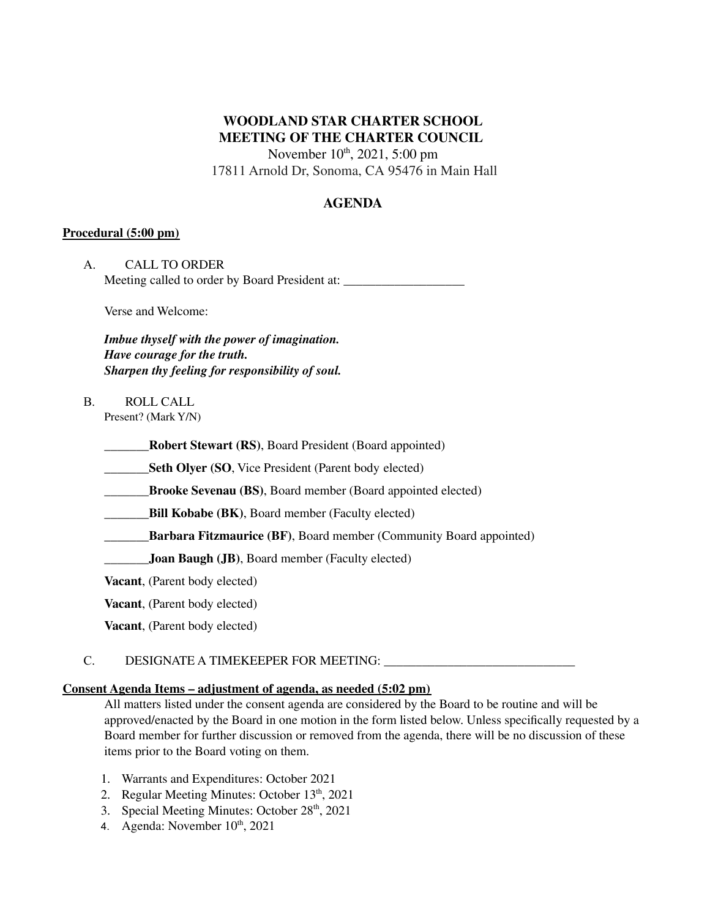# WOODLAND STAR CHARTER SCHOOL
# MEETING OF THE CHARTER COUNCIL

November 10th, 2021, 5:00 pm
17811 Arnold Dr, Sonoma, CA 95476 in Main Hall

## AGENDA

**Procedural (5:00 pm)**

A. CALL TO ORDER

Meeting called to order by Board President at: ___________________

Verse and Welcome:

***Imbue thyself with the power of imagination.***
***Have courage for the truth.***
***Sharpen thy feeling for responsibility of soul.***

B. ROLL CALL

Present? (Mark Y/N)

_______**Robert Stewart (RS)**, Board President (Board appointed)

_______**Seth Olyer (SO**, Vice President (Parent body elected)

_______**Brooke Sevenau (BS)**, Board member (Board appointed elected)

_______**Bill Kobabe (BK)**, Board member (Faculty elected)

_______**Barbara Fitzmaurice (BF)**, Board member (Community Board appointed)

_______**Joan Baugh (JB)**, Board member (Faculty elected)

**Vacant**, (Parent body elected)

**Vacant**, (Parent body elected)

**Vacant**, (Parent body elected)

C. DESIGNATE A TIMEKEEPER FOR MEETING: ______________________________

**Consent Agenda Items – adjustment of agenda, as needed (5:02 pm)**

All matters listed under the consent agenda are considered by the Board to be routine and will be approved/enacted by the Board in one motion in the form listed below. Unless specifically requested by a Board member for further discussion or removed from the agenda, there will be no discussion of these items prior to the Board voting on them.

1. Warrants and Expenditures: October 2021
2. Regular Meeting Minutes: October 13th, 2021
3. Special Meeting Minutes: October 28th, 2021
4. Agenda: November 10th, 2021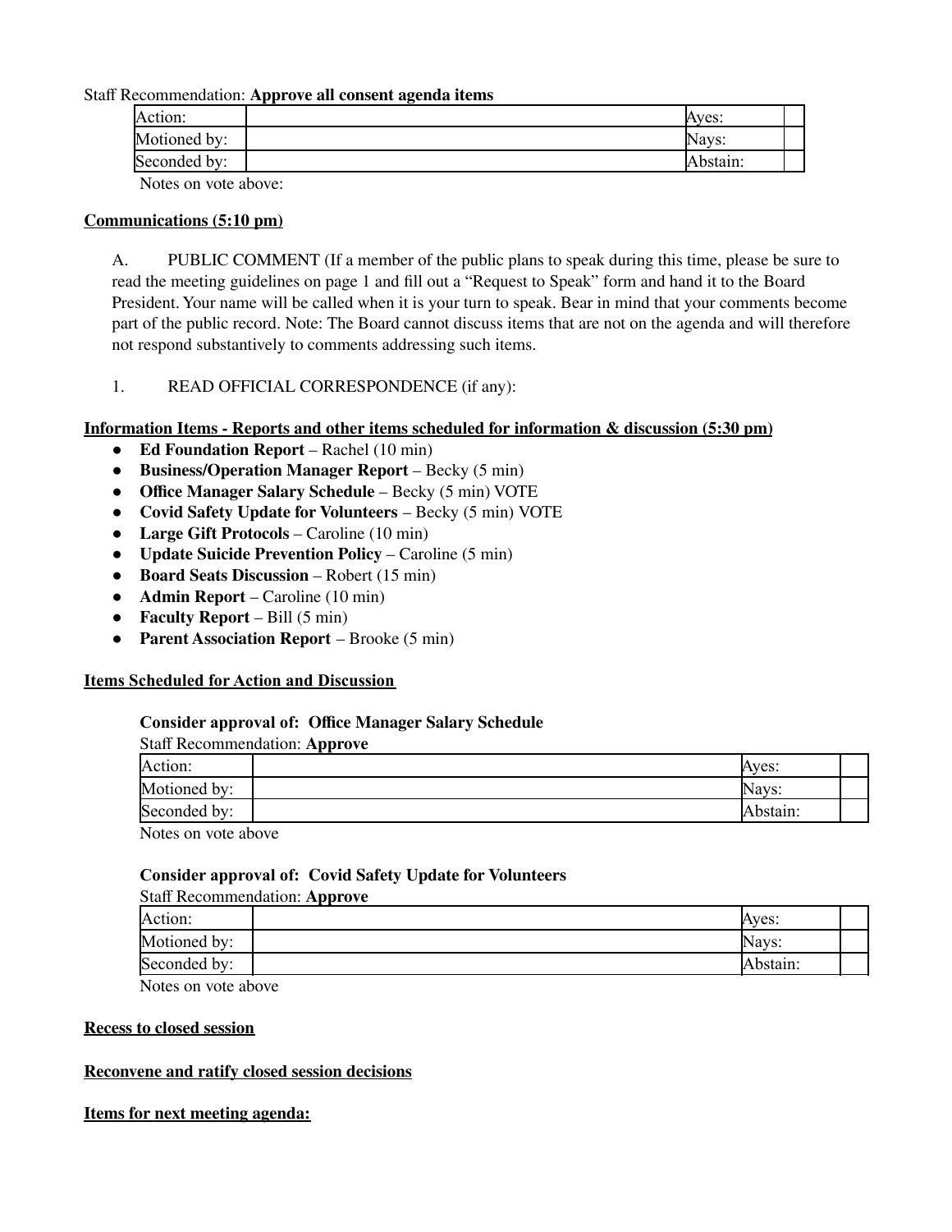Staff Recommendation: **Approve all consent agenda items**

| | | | |
|---|---|---|---|
| Action: | | Ayes: | |
| Motioned by: | | Nays: | |
| Seconded by: | | Abstain: | |

Notes on vote above:

**Communications (5:10 pm)**

A. PUBLIC COMMENT (If a member of the public plans to speak during this time, please be sure to read the meeting guidelines on page 1 and fill out a "Request to Speak" form and hand it to the Board President. Your name will be called when it is your turn to speak. Bear in mind that your comments become part of the public record. Note: The Board cannot discuss items that are not on the agenda and will therefore not respond substantively to comments addressing such items.

1. READ OFFICIAL CORRESPONDENCE (if any):

**Information Items - Reports and other items scheduled for information & discussion (5:30 pm)**

- **Ed Foundation Report** – Rachel (10 min)
- **Business/Operation Manager Report** – Becky (5 min)
- **Office Manager Salary Schedule** – Becky (5 min) VOTE
- **Covid Safety Update for Volunteers** – Becky (5 min) VOTE
- **Large Gift Protocols** – Caroline (10 min)
- **Update Suicide Prevention Policy** – Caroline (5 min)
- **Board Seats Discussion** – Robert (15 min)
- **Admin Report** – Caroline (10 min)
- **Faculty Report** – Bill (5 min)
- **Parent Association Report** – Brooke (5 min)

**Items Scheduled for Action and Discussion**

**Consider approval of: Office Manager Salary Schedule**

Staff Recommendation: **Approve**

| | | | |
|---|---|---|---|
| Action: | | Ayes: | |
| Motioned by: | | Nays: | |
| Seconded by: | | Abstain: | |

Notes on vote above

**Consider approval of: Covid Safety Update for Volunteers**

Staff Recommendation: **Approve**

| | | | |
|---|---|---|---|
| Action: | | Ayes: | |
| Motioned by: | | Nays: | |
| Seconded by: | | Abstain: | |

Notes on vote above

**Recess to closed session**

**Reconvene and ratify closed session decisions**

**Items for next meeting agenda:**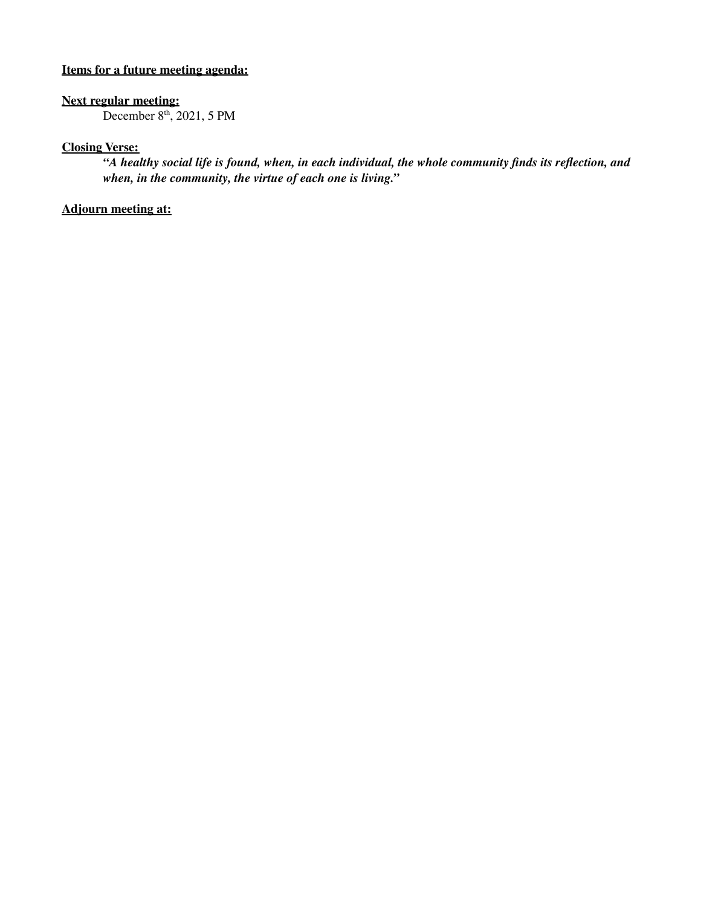**Items for a future meeting agenda:**

**Next regular meeting:**

December 8th, 2021, 5 PM

**Closing Verse:**

***"A healthy social life is found, when, in each individual, the whole community finds its reflection, and when, in the community, the virtue of each one is living."***

**Adjourn meeting at:**